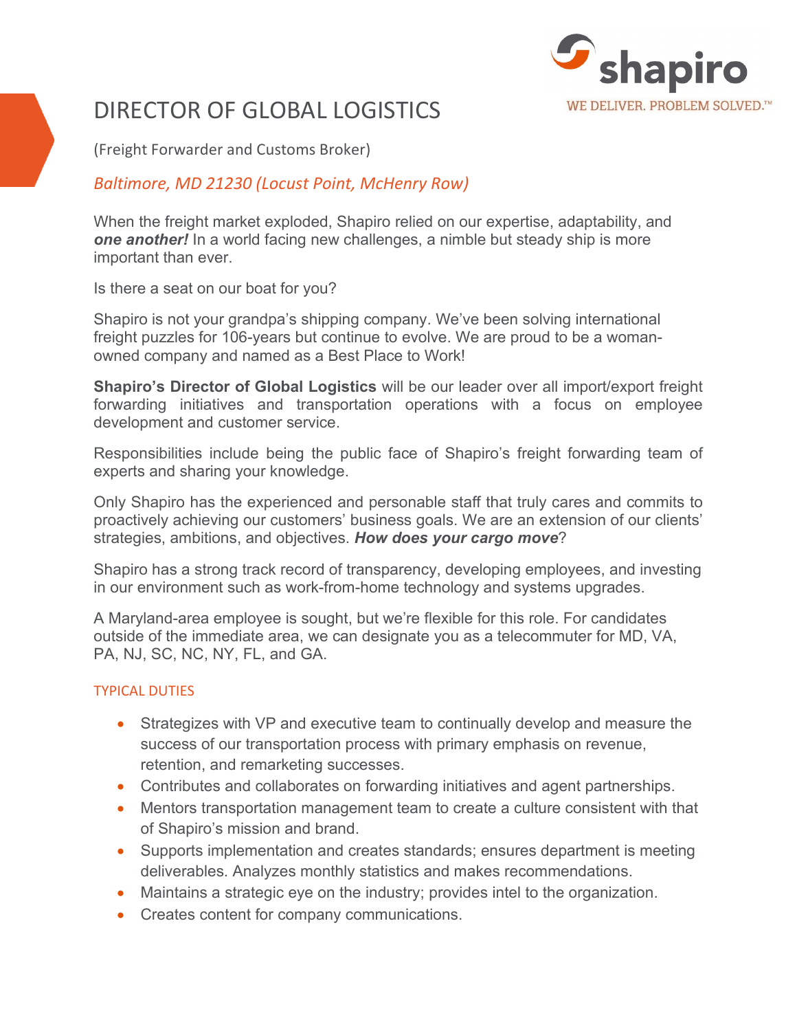shapiro

WE DELIVER. PROBLEM SOLVED.™

# DIRECTOR OF GLOBAL LOGISTICS

(Freight Forwarder and Customs Broker)

*Baltimore, MD 21230 (Locust Point, McHenry Row)*

When the freight market exploded, Shapiro relied on our expertise, adaptability, and ***one another!*** In a world facing new challenges, a nimble but steady ship is more important than ever.

Is there a seat on our boat for you?

Shapiro is not your grandpa's shipping company. We've been solving international freight puzzles for 106-years but continue to evolve. We are proud to be a woman-owned company and named as a Best Place to Work!

**Shapiro's Director of Global Logistics** will be our leader over all import/export freight forwarding initiatives and transportation operations with a focus on employee development and customer service.

Responsibilities include being the public face of Shapiro's freight forwarding team of experts and sharing your knowledge.

Only Shapiro has the experienced and personable staff that truly cares and commits to proactively achieving our customers' business goals. We are an extension of our clients' strategies, ambitions, and objectives. ***How does your cargo move***?

Shapiro has a strong track record of transparency, developing employees, and investing in our environment such as work-from-home technology and systems upgrades.

A Maryland-area employee is sought, but we're flexible for this role. For candidates outside of the immediate area, we can designate you as a telecommuter for MD, VA, PA, NJ, SC, NC, NY, FL, and GA.

## TYPICAL DUTIES

- Strategizes with VP and executive team to continually develop and measure the success of our transportation process with primary emphasis on revenue, retention, and remarketing successes.
- Contributes and collaborates on forwarding initiatives and agent partnerships.
- Mentors transportation management team to create a culture consistent with that of Shapiro's mission and brand.
- Supports implementation and creates standards; ensures department is meeting deliverables. Analyzes monthly statistics and makes recommendations.
- Maintains a strategic eye on the industry; provides intel to the organization.
- Creates content for company communications.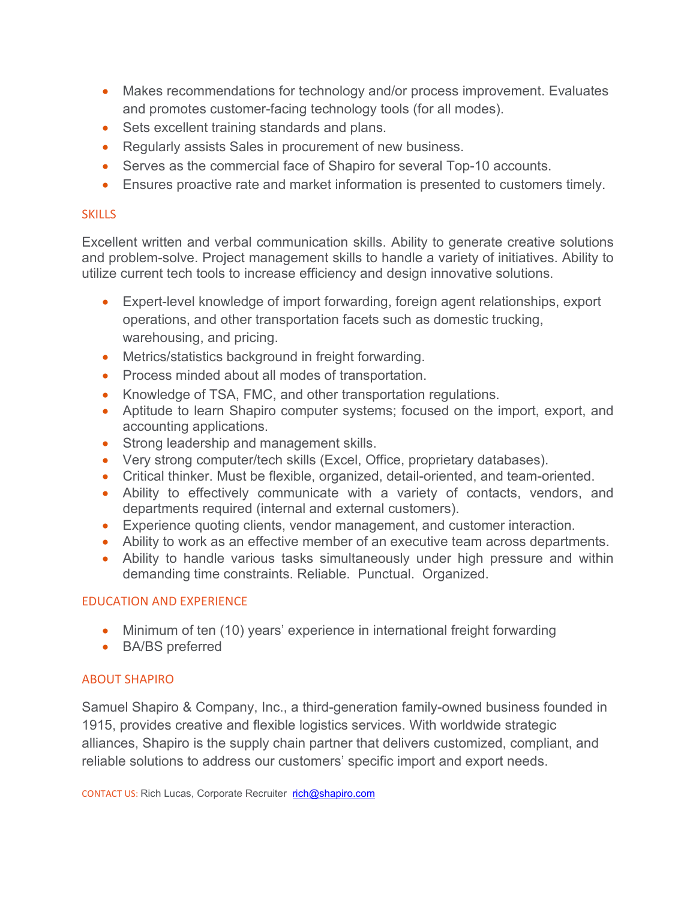- Makes recommendations for technology and/or process improvement. Evaluates and promotes customer-facing technology tools (for all modes).
- Sets excellent training standards and plans.
- Regularly assists Sales in procurement of new business.
- Serves as the commercial face of Shapiro for several Top-10 accounts.
- Ensures proactive rate and market information is presented to customers timely.

## SKILLS

Excellent written and verbal communication skills. Ability to generate creative solutions and problem-solve. Project management skills to handle a variety of initiatives. Ability to utilize current tech tools to increase efficiency and design innovative solutions.

- Expert-level knowledge of import forwarding, foreign agent relationships, export operations, and other transportation facets such as domestic trucking, warehousing, and pricing.
- Metrics/statistics background in freight forwarding.
- Process minded about all modes of transportation.
- Knowledge of TSA, FMC, and other transportation regulations.
- Aptitude to learn Shapiro computer systems; focused on the import, export, and accounting applications.
- Strong leadership and management skills.
- Very strong computer/tech skills (Excel, Office, proprietary databases).
- Critical thinker. Must be flexible, organized, detail-oriented, and team-oriented.
- Ability to effectively communicate with a variety of contacts, vendors, and departments required (internal and external customers).
- Experience quoting clients, vendor management, and customer interaction.
- Ability to work as an effective member of an executive team across departments.
- Ability to handle various tasks simultaneously under high pressure and within demanding time constraints. Reliable. Punctual. Organized.

## EDUCATION AND EXPERIENCE

- Minimum of ten (10) years' experience in international freight forwarding
- BA/BS preferred

## ABOUT SHAPIRO

Samuel Shapiro & Company, Inc., a third-generation family-owned business founded in 1915, provides creative and flexible logistics services. With worldwide strategic alliances, Shapiro is the supply chain partner that delivers customized, compliant, and reliable solutions to address our customers' specific import and export needs.

CONTACT US: Rich Lucas, Corporate Recruiter rich@shapiro.com